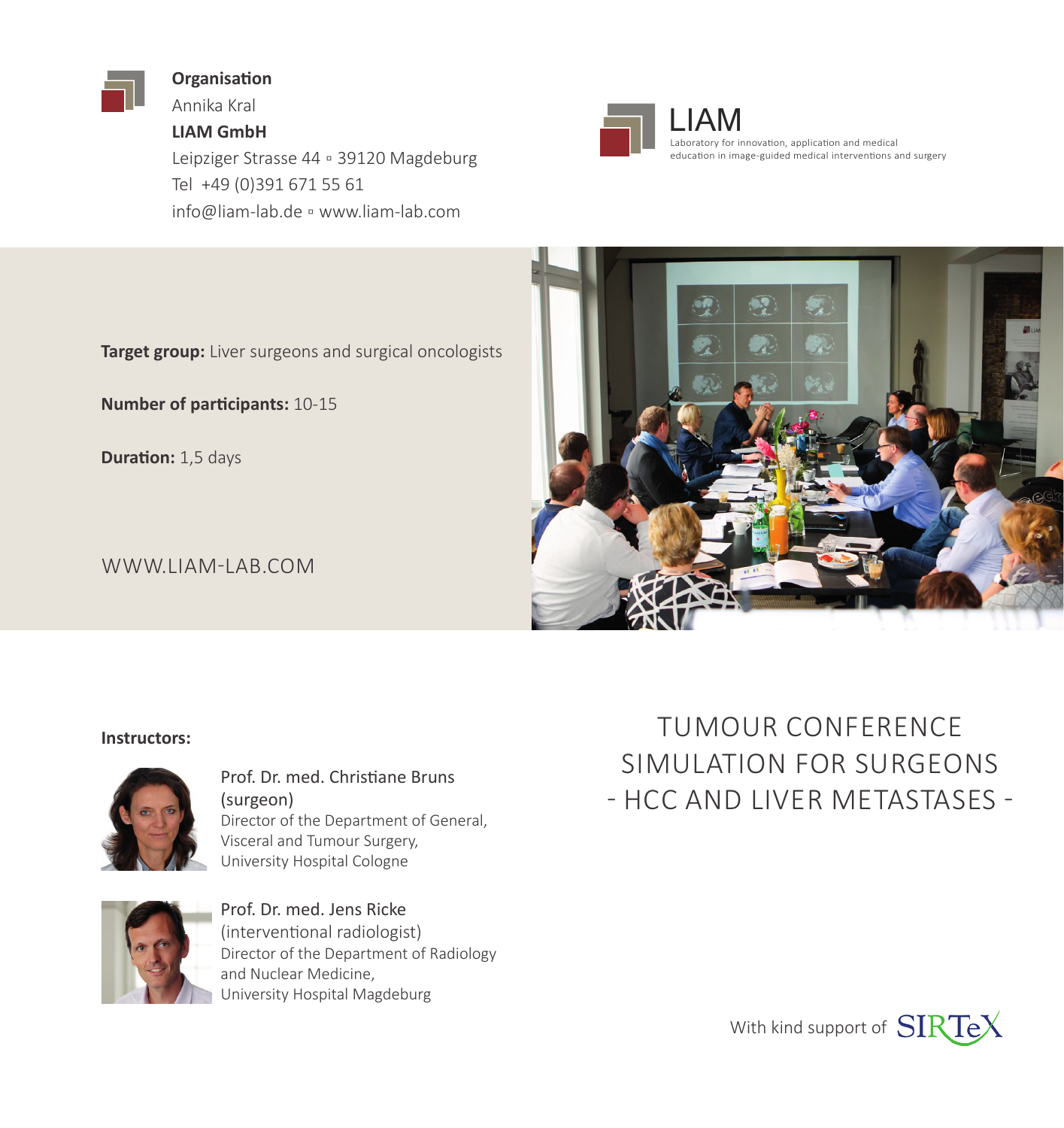**Organisation**
Annika Kral
**LIAM GmbH**
Leipziger Strasse 44 ▫ 39120 Magdeburg
Tel +49 (0)391 671 55 61
info@liam-lab.de ▫ www.liam-lab.com

LIAM
Laboratory for innovation, application and medical education in image-guided medical interventions and surgery

**Target group:** Liver surgeons and surgical oncologists

**Number of participants:** 10-15

**Duration:** 1,5 days

WWW.LIAM-LAB.COM

# TUMOUR CONFERENCE SIMULATION FOR SURGEONS - HCC AND LIVER METASTASES -

**Instructors:**

Prof. Dr. med. Christiane Bruns (surgeon)
Director of the Department of General, Visceral and Tumour Surgery,
University Hospital Cologne

Prof. Dr. med. Jens Ricke (interventional radiologist)
Director of the Department of Radiology and Nuclear Medicine,
University Hospital Magdeburg

With kind support of SIRTeX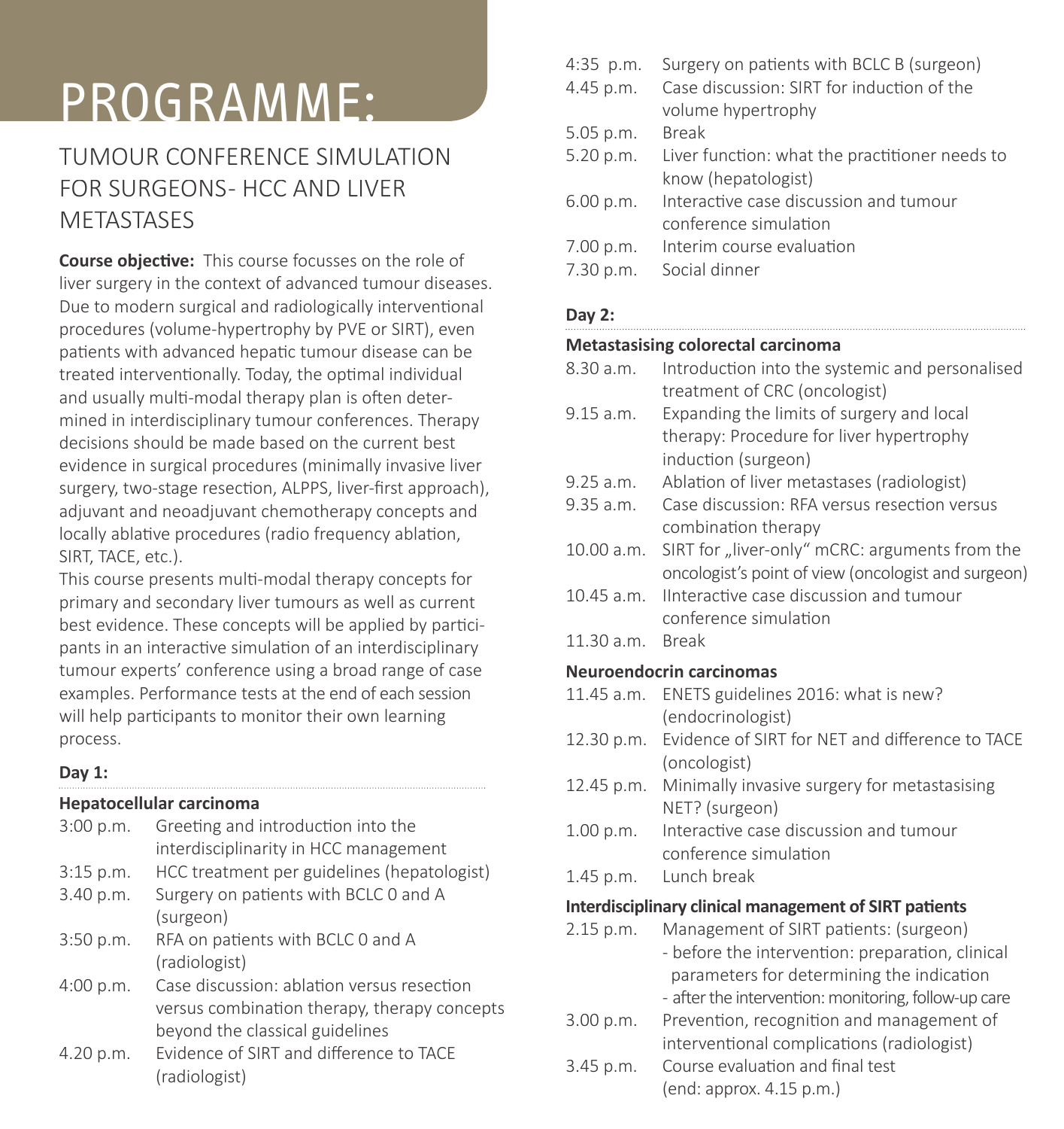# PROGRAMME:

## TUMOUR CONFERENCE SIMULATION FOR SURGEONS- HCC AND LIVER METASTASES

**Course objective:** This course focusses on the role of liver surgery in the context of advanced tumour diseases. Due to modern surgical and radiologically interventional procedures (volume-hypertrophy by PVE or SIRT), even patients with advanced hepatic tumour disease can be treated interventionally. Today, the optimal individual and usually multi-modal therapy plan is often determined in interdisciplinary tumour conferences. Therapy decisions should be made based on the current best evidence in surgical procedures (minimally invasive liver surgery, two-stage resection, ALPPS, liver-first approach), adjuvant and neoadjuvant chemotherapy concepts and locally ablative procedures (radio frequency ablation, SIRT, TACE, etc.).

This course presents multi-modal therapy concepts for primary and secondary liver tumours as well as current best evidence. These concepts will be applied by participants in an interactive simulation of an interdisciplinary tumour experts' conference using a broad range of case examples. Performance tests at the end of each session will help participants to monitor their own learning process.

### Day 1:

**Hepatocellular carcinoma**

| | |
|---|---|
| 3:00 p.m. | Greeting and introduction into the interdisciplinarity in HCC management |
| 3:15 p.m. | HCC treatment per guidelines (hepatologist) |
| 3.40 p.m. | Surgery on patients with BCLC 0 and A (surgeon) |
| 3:50 p.m. | RFA on patients with BCLC 0 and A (radiologist) |
| 4:00 p.m. | Case discussion: ablation versus resection versus combination therapy, therapy concepts beyond the classical guidelines |
| 4.20 p.m. | Evidence of SIRT and difference to TACE (radiologist) |
| 4:35 p.m. | Surgery on patients with BCLC B (surgeon) |
| 4.45 p.m. | Case discussion: SIRT for induction of the volume hypertrophy |
| 5.05 p.m. | Break |
| 5.20 p.m. | Liver function: what the practitioner needs to know (hepatologist) |
| 6.00 p.m. | Interactive case discussion and tumour conference simulation |
| 7.00 p.m. | Interim course evaluation |
| 7.30 p.m. | Social dinner |

### Day 2:

**Metastasising colorectal carcinoma**

| | |
|---|---|
| 8.30 a.m. | Introduction into the systemic and personalised treatment of CRC (oncologist) |
| 9.15 a.m. | Expanding the limits of surgery and local therapy: Procedure for liver hypertrophy induction (surgeon) |
| 9.25 a.m. | Ablation of liver metastases (radiologist) |
| 9.35 a.m. | Case discussion: RFA versus resection versus combination therapy |
| 10.00 a.m. | SIRT for „liver-only" mCRC: arguments from the oncologist's point of view (oncologist and surgeon) |
| 10.45 a.m. | IInteractive case discussion and tumour conference simulation |
| 11.30 a.m. | Break |

**Neuroendocrin carcinomas**

| | |
|---|---|
| 11.45 a.m. | ENETS guidelines 2016: what is new? (endocrinologist) |
| 12.30 p.m. | Evidence of SIRT for NET and difference to TACE (oncologist) |
| 12.45 p.m. | Minimally invasive surgery for metastasising NET? (surgeon) |
| 1.00 p.m. | Interactive case discussion and tumour conference simulation |
| 1.45 p.m. | Lunch break |

**Interdisciplinary clinical management of SIRT patients**

| | |
|---|---|
| 2.15 p.m. | Management of SIRT patients: (surgeon)<br>- before the intervention: preparation, clinical parameters for determining the indication<br>- after the intervention: monitoring, follow-up care |
| 3.00 p.m. | Prevention, recognition and management of interventional complications (radiologist) |
| 3.45 p.m. | Course evaluation and final test (end: approx. 4.15 p.m.) |